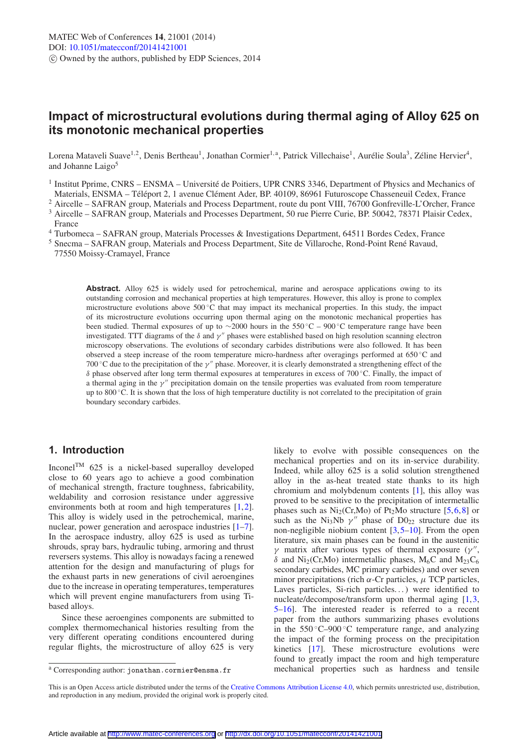# Impact of microstructural evolutions during thermal aging of Alloy 625 on its monotonic mechanical properties

Lorena Mataveli Suave[1,2], Denis Bertheau[1], Jonathan Cormier[1,a], Patrick Villechaise[1], Aurélie Soula[3], Zéline Hervier[4], and Johanne Laigo[5]

[1] Institut Pprime, CNRS – ENSMA – Université de Poitiers, UPR CNRS 3346, Department of Physics and Mechanics of Materials, ENSMA – Téléport 2, 1 avenue Clément Ader, BP. 40109, 86961 Futuroscope Chasseneuil Cedex, France

[2] Aircelle – SAFRAN group, Materials and Process Department, route du pont VIII, 76700 Gonfreville-L'Orcher, France

[3] Aircelle – SAFRAN group, Materials and Processes Department, 50 rue Pierre Curie, BP. 50042, 78371 Plaisir Cedex, France

[4] Turbomeca – SAFRAN group, Materials Processes & Investigations Department, 64511 Bordes Cedex, France

[5] Snecma – SAFRAN group, Materials and Process Department, Site de Villaroche, Rond-Point René Ravaud, 77550 Moissy-Cramayel, France

**Abstract.** Alloy 625 is widely used for petrochemical, marine and aerospace applications owing to its outstanding corrosion and mechanical properties at high temperatures. However, this alloy is prone to complex microstructure evolutions above 500 °C that may impact its mechanical properties. In this study, the impact of its microstructure evolutions occurring upon thermal aging on the monotonic mechanical properties has been studied. Thermal exposures of up to ∼2000 hours in the 550 °C – 900 °C temperature range have been investigated. TTT diagrams of the $\delta$ and $\gamma''$ phases were established based on high resolution scanning electron microscopy observations. The evolutions of secondary carbides distributions were also followed. It has been observed a steep increase of the room temperature micro-hardness after overagings performed at 650 °C and 700 °C due to the precipitation of the $\gamma''$ phase. Moreover, it is clearly demonstrated a strengthening effect of the $\delta$ phase observed after long term thermal exposures at temperatures in excess of 700 °C. Finally, the impact of a thermal aging in the $\gamma''$ precipitation domain on the tensile properties was evaluated from room temperature up to 800 °C. It is shown that the loss of high temperature ductility is not correlated to the precipitation of grain boundary secondary carbides.

## 1. Introduction

Inconel[TM] 625 is a nickel-based superalloy developed close to 60 years ago to achieve a good combination of mechanical strength, fracture toughness, fabricability, weldability and corrosion resistance under aggressive environments both at room and high temperatures [1,2]. This alloy is widely used in the petrochemical, marine, nuclear, power generation and aerospace industries [1–7]. In the aerospace industry, alloy 625 is used as turbine shrouds, spray bars, hydraulic tubing, armoring and thrust reversers systems. This alloy is nowadays facing a renewed attention for the design and manufacturing of plugs for the exhaust parts in new generations of civil aeroengines due to the increase in operating temperatures, temperatures which will prevent engine manufacturers from using Ti-based alloys.

Since these aeroengines components are submitted to complex thermomechanical histories resulting from the very different operating conditions encountered during regular flights, the microstructure of alloy 625 is very likely to evolve with possible consequences on the mechanical properties and on its in-service durability. Indeed, while alloy 625 is a solid solution strengthened alloy in the as-heat treated state thanks to its high chromium and molybdenum contents [1], this alloy was proved to be sensitive to the precipitation of intermetallic phases such as $Ni_2(Cr,Mo)$ of $Pt_2Mo$ structure [5,6,8] or such as the $Ni_3Nb$ $\gamma''$ phase of $D0_{22}$ structure due its non-negligible niobium content [3,5–10]. From the open literature, six main phases can be found in the austenitic $\gamma$ matrix after various types of thermal exposure ($\gamma''$, $\delta$ and $Ni_2(Cr,Mo)$ intermetallic phases, $M_6C$ and $M_{23}C_6$ secondary carbides, MC primary carbides) and over seven minor precipitations (rich $\alpha$-Cr particles, $\mu$ TCP particles, Laves particles, Si-rich particles…) were identified to nucleate/decompose/transform upon thermal aging [1,3,5–16]. The interested reader is referred to a recent paper from the authors summarizing phases evolutions in the 550 °C–900 °C temperature range, and analyzing the impact of the forming process on the precipitation kinetics [17]. These microstructure evolutions were found to greatly impact the room and high temperature mechanical properties such as hardness and tensile

[a] Corresponding author: jonathan.cormier@ensma.fr

This is an Open Access article distributed under the terms of the Creative Commons Attribution License 4.0, which permits unrestricted use, distribution, and reproduction in any medium, provided the original work is properly cited.

Article available at http://www.matec-conferences.org or http://dx.doi.org/10.1051/matecconf/20141421001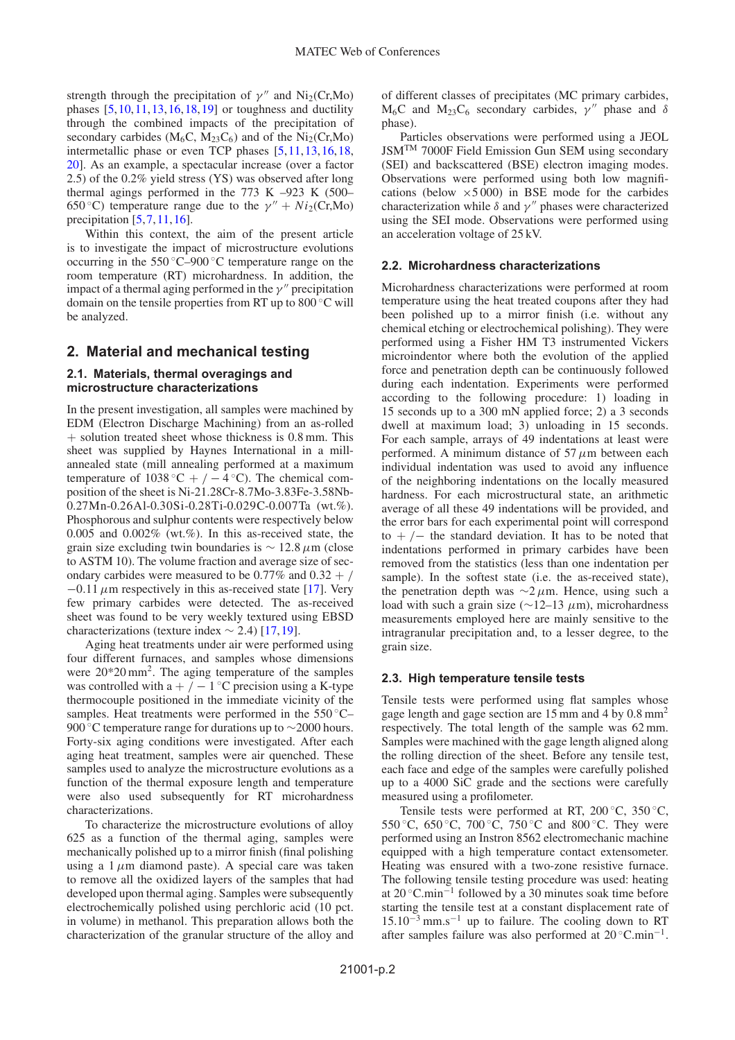strength through the precipitation of $\gamma''$ and $Ni_2(Cr,Mo)$ phases [5,10,11,13,16,18,19] or toughness and ductility through the combined impacts of the precipitation of secondary carbides ($M_6C$, $M_{23}C_6$) and of the $Ni_2(Cr,Mo)$ intermetallic phase or even TCP phases [5,11,13,16,18,20]. As an example, a spectacular increase (over a factor 2.5) of the 0.2% yield stress (YS) was observed after long thermal agings performed in the 773 K –923 K (500–650 °C) temperature range due to the $\gamma'' + Ni_2(Cr,Mo)$ precipitation [5,7,11,16].

Within this context, the aim of the present article is to investigate the impact of microstructure evolutions occurring in the 550 °C–900 °C temperature range on the room temperature (RT) microhardness. In addition, the impact of a thermal aging performed in the $\gamma''$ precipitation domain on the tensile properties from RT up to 800 °C will be analyzed.

## 2. Material and mechanical testing

### 2.1. Materials, thermal overagings and microstructure characterizations

In the present investigation, all samples were machined by EDM (Electron Discharge Machining) from an as-rolled + solution treated sheet whose thickness is 0.8 mm. This sheet was supplied by Haynes International in a mill-annealed state (mill annealing performed at a maximum temperature of 1038 °C + / − 4 °C). The chemical composition of the sheet is Ni-21.28Cr-8.7Mo-3.83Fe-3.58Nb-0.27Mn-0.26Al-0.30Si-0.28Ti-0.029C-0.007Ta (wt.%). Phosphorous and sulphur contents were respectively below 0.005 and 0.002% (wt.%). In this as-received state, the grain size excluding twin boundaries is ∼ 12.8 $\mu$m (close to ASTM 10). The volume fraction and average size of secondary carbides were measured to be 0.77% and 0.32 + / −0.11 $\mu$m respectively in this as-received state [17]. Very few primary carbides were detected. The as-received sheet was found to be very weekly textured using EBSD characterizations (texture index ∼ 2.4) [17,19].

Aging heat treatments under air were performed using four different furnaces, and samples whose dimensions were 20*20 $mm^2$. The aging temperature of the samples was controlled with a + / − 1 °C precision using a K-type thermocouple positioned in the immediate vicinity of the samples. Heat treatments were performed in the 550 °C–900 °C temperature range for durations up to ∼2000 hours. Forty-six aging conditions were investigated. After each aging heat treatment, samples were air quenched. These samples used to analyze the microstructure evolutions as a function of the thermal exposure length and temperature were also used subsequently for RT microhardness characterizations.

To characterize the microstructure evolutions of alloy 625 as a function of the thermal aging, samples were mechanically polished up to a mirror finish (final polishing using a 1 $\mu$m diamond paste). A special care was taken to remove all the oxidized layers of the samples that had developed upon thermal aging. Samples were subsequently electrochemically polished using perchloric acid (10 pct. in volume) in methanol. This preparation allows both the characterization of the granular structure of the alloy and of different classes of precipitates (MC primary carbides, $M_6C$ and $M_{23}C_6$ secondary carbides, $\gamma''$ phase and $\delta$ phase).

Particles observations were performed using a JEOL JSM$^{TM}$ 7000F Field Emission Gun SEM using secondary (SEI) and backscattered (BSE) electron imaging modes. Observations were performed using both low magnifications (below ×5 000) in BSE mode for the carbides characterization while $\delta$ and $\gamma''$ phases were characterized using the SEI mode. Observations were performed using an acceleration voltage of 25 kV.

### 2.2. Microhardness characterizations

Microhardness characterizations were performed at room temperature using the heat treated coupons after they had been polished up to a mirror finish (i.e. without any chemical etching or electrochemical polishing). They were performed using a Fisher HM T3 instrumented Vickers microindentor where both the evolution of the applied force and penetration depth can be continuously followed during each indentation. Experiments were performed according to the following procedure: 1) loading in 15 seconds up to a 300 mN applied force; 2) a 3 seconds dwell at maximum load; 3) unloading in 15 seconds. For each sample, arrays of 49 indentations at least were performed. A minimum distance of 57 $\mu$m between each individual indentation was used to avoid any influence of the neighboring indentations on the locally measured hardness. For each microstructural state, an arithmetic average of all these 49 indentations will be provided, and the error bars for each experimental point will correspond to + /− the standard deviation. It has to be noted that indentations performed in primary carbides have been removed from the statistics (less than one indentation per sample). In the softest state (i.e. the as-received state), the penetration depth was ∼2 $\mu$m. Hence, using such a load with such a grain size (∼12–13 $\mu$m), microhardness measurements employed here are mainly sensitive to the intragranular precipitation and, to a lesser degree, to the grain size.

### 2.3. High temperature tensile tests

Tensile tests were performed using flat samples whose gage length and gage section are 15 mm and 4 by 0.8 $mm^2$ respectively. The total length of the sample was 62 mm. Samples were machined with the gage length aligned along the rolling direction of the sheet. Before any tensile test, each face and edge of the samples were carefully polished up to a 4000 SiC grade and the sections were carefully measured using a profilometer.

Tensile tests were performed at RT, 200 °C, 350 °C, 550 °C, 650 °C, 700 °C, 750 °C and 800 °C. They were performed using an Instron 8562 electromechanic machine equipped with a high temperature contact extensometer. Heating was ensured with a two-zone resistive furnace. The following tensile testing procedure was used: heating at 20 °C.min$^{-1}$ followed by a 30 minutes soak time before starting the tensile test at a constant displacement rate of 15.10$^{-3}$ mm.s$^{-1}$ up to failure. The cooling down to RT after samples failure was also performed at 20 °C.min$^{-1}$.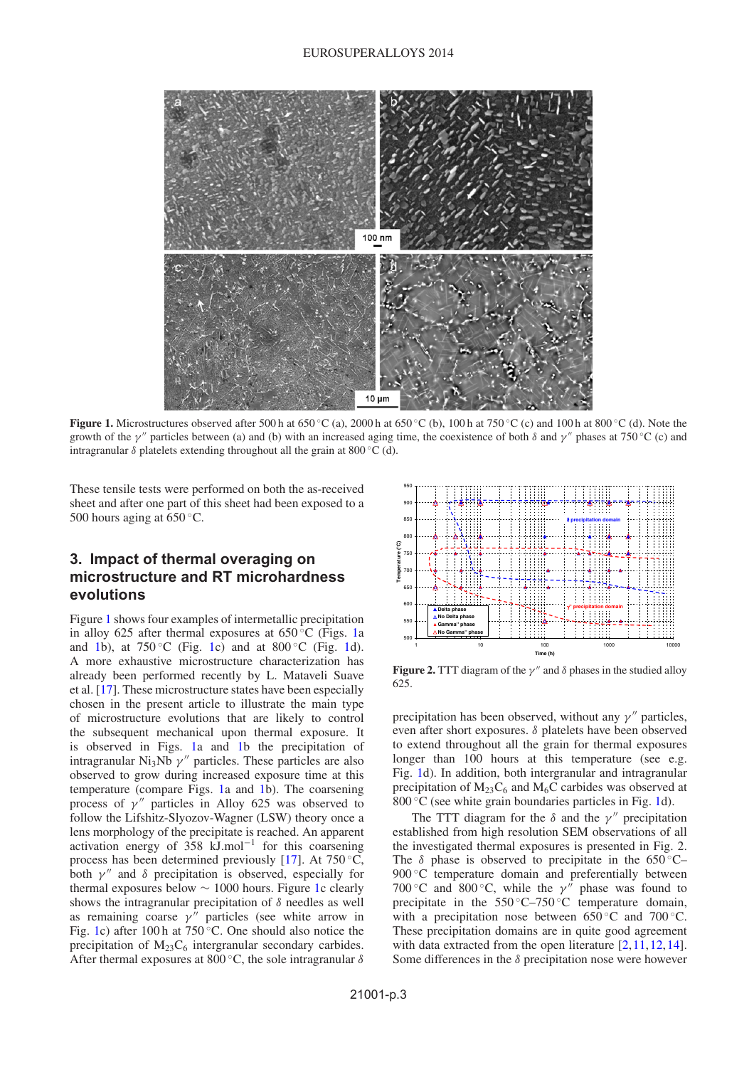**Figure 1.** Microstructures observed after 500 h at 650 °C (a), 2000 h at 650 °C (b), 100 h at 750 °C (c) and 100 h at 800 °C (d). Note the growth of the $\gamma''$ particles between (a) and (b) with an increased aging time, the coexistence of both $\delta$ and $\gamma''$ phases at 750 °C (c) and intragranular $\delta$ platelets extending throughout all the grain at 800 °C (d).

These tensile tests were performed on both the as-received sheet and after one part of this sheet had been exposed to a 500 hours aging at 650 °C.

## 3. Impact of thermal overaging on microstructure and RT microhardness evolutions

Figure 1 shows four examples of intermetallic precipitation in alloy 625 after thermal exposures at 650 °C (Figs. 1a and 1b), at 750 °C (Fig. 1c) and at 800 °C (Fig. 1d). A more exhaustive microstructure characterization has already been performed recently by L. Mataveli Suave et al. [17]. These microstructure states have been especially chosen in the present article to illustrate the main type of microstructure evolutions that are likely to control the subsequent mechanical upon thermal exposure. It is observed in Figs. 1a and 1b the precipitation of intragranular $Ni_3Nb$ $\gamma''$ particles. These particles are also observed to grow during increased exposure time at this temperature (compare Figs. 1a and 1b). The coarsening process of $\gamma''$ particles in Alloy 625 was observed to follow the Lifshitz-Slyozov-Wagner (LSW) theory once a lens morphology of the precipitate is reached. An apparent activation energy of 358 kJ.mol$^{-1}$ for this coarsening process has been determined previously [17]. At 750 °C, both $\gamma''$ and $\delta$ precipitation is observed, especially for thermal exposures below ~ 1000 hours. Figure 1c clearly shows the intragranular precipitation of $\delta$ needles as well as remaining coarse $\gamma''$ particles (see white arrow in Fig. 1c) after 100 h at 750 °C. One should also notice the precipitation of $M_{23}C_6$ intergranular secondary carbides. After thermal exposures at 800 °C, the sole intragranular $\delta$ precipitation has been observed, without any $\gamma''$ particles, even after short exposures. $\delta$ platelets have been observed to extend throughout all the grain for thermal exposures longer than 100 hours at this temperature (see e.g. Fig. 1d). In addition, both intergranular and intragranular precipitation of $M_{23}C_6$ and $M_6C$ carbides was observed at 800 °C (see white grain boundaries particles in Fig. 1d).

**Figure 2.** TTT diagram of the $\gamma''$ and $\delta$ phases in the studied alloy 625.

The TTT diagram for the $\delta$ and the $\gamma''$ precipitation established from high resolution SEM observations of all the investigated thermal exposures is presented in Fig. 2. The $\delta$ phase is observed to precipitate in the 650 °C–900 °C temperature domain and preferentially between 700 °C and 800 °C, while the $\gamma''$ phase was found to precipitate in the 550 °C–750 °C temperature domain, with a precipitation nose between 650 °C and 700 °C. These precipitation domains are in quite good agreement with data extracted from the open literature [2,11,12,14]. Some differences in the $\delta$ precipitation nose were however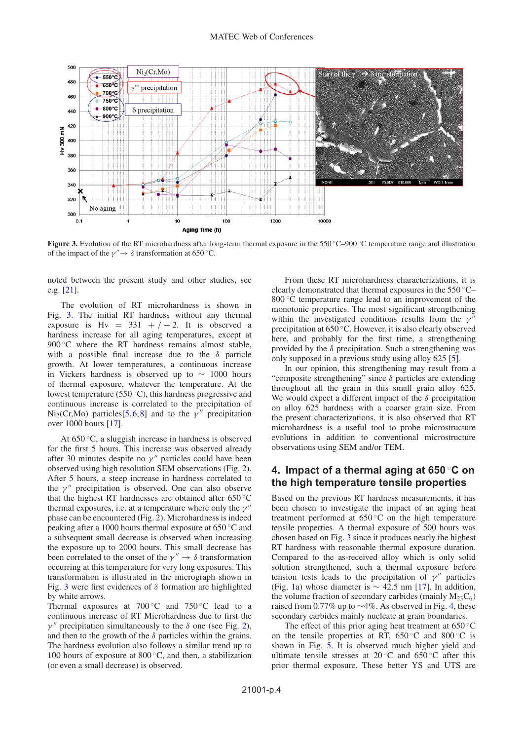**Figure 3.** Evolution of the RT microhardness after long-term thermal exposure in the 550 °C–900 °C temperature range and illustration of the impact of the $\gamma'' \rightarrow \delta$ transformation at 650 °C.

noted between the present study and other studies, see e.g. [21].

The evolution of RT microhardness is shown in Fig. 3. The initial RT hardness without any thermal exposure is Hv = 331 +/−2. It is observed a hardness increase for all aging temperatures, except at 900 °C where the RT hardness remains almost stable, with a possible final increase due to the $\delta$ particle growth. At lower temperatures, a continuous increase in Vickers hardness is observed up to ∼ 1000 hours of thermal exposure, whatever the temperature. At the lowest temperature (550 °C), this hardness progressive and continuous increase is correlated to the precipitation of $Ni_2(Cr,Mo)$ particles[5,6,8] and to the $\gamma''$ precipitation over 1000 hours [17].

At 650 °C, a sluggish increase in hardness is observed for the first 5 hours. This increase was observed already after 30 minutes despite no $\gamma''$ particles could have been observed using high resolution SEM observations (Fig. 2). After 5 hours, a steep increase in hardness correlated to the $\gamma''$ precipitation is observed. One can also observe that the highest RT hardnesses are obtained after 650 °C thermal exposures, i.e. at a temperature where only the $\gamma''$ phase can be encountered (Fig. 2). Microhardness is indeed peaking after a 1000 hours thermal exposure at 650 °C and a subsequent small decrease is observed when increasing the exposure up to 2000 hours. This small decrease has been correlated to the onset of the $\gamma'' \rightarrow \delta$ transformation occurring at this temperature for very long exposures. This transformation is illustrated in the micrograph shown in Fig. 3 were first evidences of $\delta$ formation are highlighted by white arrows.

Thermal exposures at 700 °C and 750 °C lead to a continuous increase of RT Microhardness due to first the $\gamma''$ precipitation simultaneously to the $\delta$ one (see Fig. 2), and then to the growth of the $\delta$ particles within the grains. The hardness evolution also follows a similar trend up to 100 hours of exposure at 800 °C, and then, a stabilization (or even a small decrease) is observed.

From these RT microhardness characterizations, it is clearly demonstrated that thermal exposures in the 550 °C–800 °C temperature range lead to an improvement of the monotonic properties. The most significant strengthening within the investigated conditions results from the $\gamma''$ precipitation at 650 °C. However, it is also clearly observed here, and probably for the first time, a strengthening provided by the $\delta$ precipitation. Such a strengthening was only supposed in a previous study using alloy 625 [5].

In our opinion, this strengthening may result from a "composite strengthening" since $\delta$ particles are extending throughout all the grain in this small grain alloy 625. We would expect a different impact of the $\delta$ precipitation on alloy 625 hardness with a coarser grain size. From the present characterizations, it is also observed that RT microhardness is a useful tool to probe microstructure evolutions in addition to conventional microstructure observations using SEM and/or TEM.

## 4. Impact of a thermal aging at 650 °C on the high temperature tensile properties

Based on the previous RT hardness measurements, it has been chosen to investigate the impact of an aging heat treatment performed at 650 °C on the high temperature tensile properties. A thermal exposure of 500 hours was chosen based on Fig. 3 since it produces nearly the highest RT hardness with reasonable thermal exposure duration. Compared to the as-received alloy which is only solid solution strengthened, such a thermal exposure before tension tests leads to the precipitation of $\gamma''$ particles (Fig. 1a) whose diameter is ∼ 42.5 nm [17]. In addition, the volume fraction of secondary carbides (mainly $M_{23}C_6$) raised from 0.77% up to ∼4%. As observed in Fig. 4, these secondary carbides mainly nucleate at grain boundaries.

The effect of this prior aging heat treatment at 650 °C on the tensile properties at RT, 650 °C and 800 °C is shown in Fig. 5. It is observed much higher yield and ultimate tensile stresses at 20 °C and 650 °C after this prior thermal exposure. These better YS and UTS are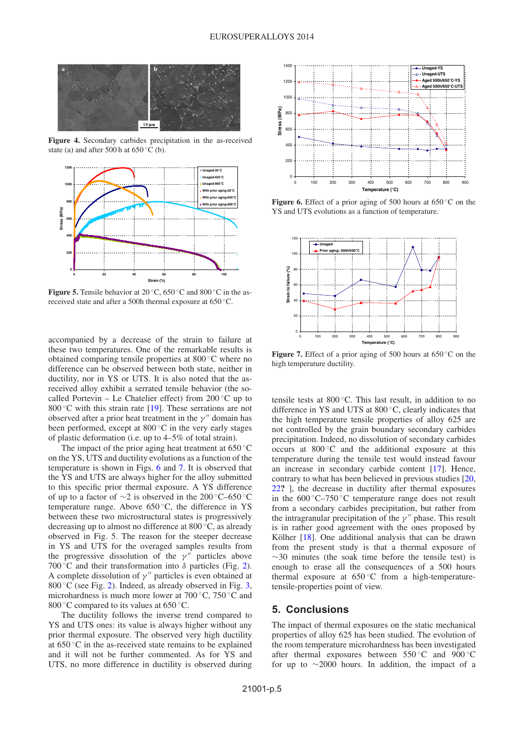**Figure 4.** Secondary carbides precipitation in the as-received state (a) and after 500 h at 650 °C (b).

**Figure 5.** Tensile behavior at 20 °C, 650 °C and 800 °C in the as-received state and after a 500h thermal exposure at 650 °C.

accompanied by a decrease of the strain to failure at these two temperatures. One of the remarkable results is obtained comparing tensile properties at 800 °C where no difference can be observed between both state, neither in ductility, nor in YS or UTS. It is also noted that the as-received alloy exhibit a serrated tensile behavior (the so-called Portevin – Le Chatelier effect) from 200 °C up to 800 °C with this strain rate [19]. These serrations are not observed after a prior heat treatment in the $\gamma''$ domain has been performed, except at 800 °C in the very early stages of plastic deformation (i.e. up to 4–5% of total strain).

The impact of the prior aging heat treatment at 650 °C on the YS, UTS and ductility evolutions as a function of the temperature is shown in Figs. 6 and 7. It is observed that the YS and UTS are always higher for the alloy submitted to this specific prior thermal exposure. A YS difference of up to a factor of ~2 is observed in the 200 °C–650 °C temperature range. Above 650 °C, the difference in YS between these two microstructural states is progressively decreasing up to almost no difference at 800 °C, as already observed in Fig. 5. The reason for the steeper decrease in YS and UTS for the overaged samples results from the progressive dissolution of the $\gamma''$ particles above 700 °C and their transformation into $\delta$ particles (Fig. 2). A complete dissolution of $\gamma''$ particles is even obtained at 800 °C (see Fig. 2). Indeed, as already observed in Fig. 3, microhardness is much more lower at 700 °C, 750 °C and 800 °C compared to its values at 650 °C.

The ductility follows the inverse trend compared to YS and UTS ones: its value is always higher without any prior thermal exposure. The observed very high ductility at 650 °C in the as-received state remains to be explained and it will not be further commented. As for YS and UTS, no more difference in ductility is observed during

**Figure 6.** Effect of a prior aging of 500 hours at 650 °C on the YS and UTS evolutions as a function of temperature.

**Figure 7.** Effect of a prior aging of 500 hours at 650 °C on the high temperature ductility.

tensile tests at 800 °C. This last result, in addition to no difference in YS and UTS at 800 °C, clearly indicates that the high temperature tensile properties of alloy 625 are not controlled by the grain boundary secondary carbides precipitation. Indeed, no dissolution of secondary carbides occurs at 800 °C and the additional exposure at this temperature during the tensile test would instead favour an increase in secondary carbide content [17]. Hence, contrary to what has been believed in previous studies [20, 22? ], the decrease in ductility after thermal exposures in the 600 °C–750 °C temperature range does not result from a secondary carbides precipitation, but rather from the intragranular precipitation of the $\gamma''$ phase. This result is in rather good agreement with the ones proposed by Kölher [18]. One additional analysis that can be drawn from the present study is that a thermal exposure of ~30 minutes (the soak time before the tensile test) is enough to erase all the consequences of a 500 hours thermal exposure at 650 °C from a high-temperature-tensile-properties point of view.

## 5. Conclusions

The impact of thermal exposures on the static mechanical properties of alloy 625 has been studied. The evolution of the room temperature microhardness has been investigated after thermal exposures between 550 °C and 900 °C for up to ~2000 hours. In addition, the impact of a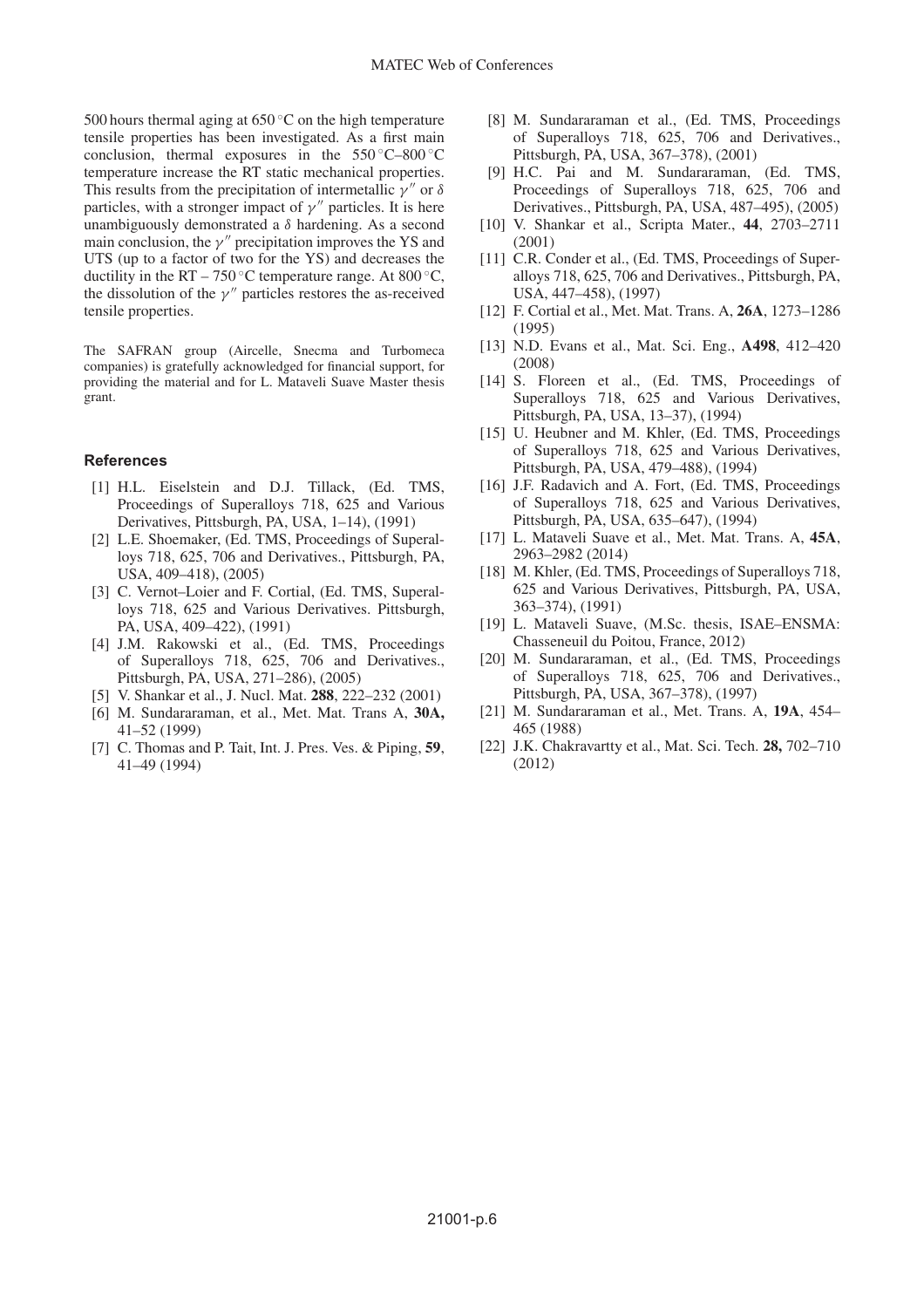500 hours thermal aging at 650 °C on the high temperature tensile properties has been investigated. As a first main conclusion, thermal exposures in the 550 °C–800 °C temperature increase the RT static mechanical properties. This results from the precipitation of intermetallic $\gamma''$ or $\delta$ particles, with a stronger impact of $\gamma''$ particles. It is here unambiguously demonstrated a $\delta$ hardening. As a second main conclusion, the $\gamma''$ precipitation improves the YS and UTS (up to a factor of two for the YS) and decreases the ductility in the RT – 750 °C temperature range. At 800 °C, the dissolution of the $\gamma''$ particles restores the as-received tensile properties.

The SAFRAN group (Aircelle, Snecma and Turbomeca companies) is gratefully acknowledged for financial support, for providing the material and for L. Mataveli Suave Master thesis grant.

## References

[1] H.L. Eiselstein and D.J. Tillack, (Ed. TMS, Proceedings of Superalloys 718, 625 and Various Derivatives, Pittsburgh, PA, USA, 1–14), (1991)

[2] L.E. Shoemaker, (Ed. TMS, Proceedings of Superalloys 718, 625, 706 and Derivatives., Pittsburgh, PA, USA, 409–418), (2005)

[3] C. Vernot–Loier and F. Cortial, (Ed. TMS, Superalloys 718, 625 and Various Derivatives. Pittsburgh, PA, USA, 409–422), (1991)

[4] J.M. Rakowski et al., (Ed. TMS, Proceedings of Superalloys 718, 625, 706 and Derivatives., Pittsburgh, PA, USA, 271–286), (2005)

[5] V. Shankar et al., J. Nucl. Mat. **288**, 222–232 (2001)

[6] M. Sundararaman, et al., Met. Mat. Trans A, **30A,** 41–52 (1999)

[7] C. Thomas and P. Tait, Int. J. Pres. Ves. & Piping, **59**, 41–49 (1994)

[8] M. Sundararaman et al., (Ed. TMS, Proceedings of Superalloys 718, 625, 706 and Derivatives., Pittsburgh, PA, USA, 367–378), (2001)

[9] H.C. Pai and M. Sundararaman, (Ed. TMS, Proceedings of Superalloys 718, 625, 706 and Derivatives., Pittsburgh, PA, USA, 487–495), (2005)

[10] V. Shankar et al., Scripta Mater., **44**, 2703–2711 (2001)

[11] C.R. Conder et al., (Ed. TMS, Proceedings of Superalloys 718, 625, 706 and Derivatives., Pittsburgh, PA, USA, 447–458), (1997)

[12] F. Cortial et al., Met. Mat. Trans. A, **26A**, 1273–1286 (1995)

[13] N.D. Evans et al., Mat. Sci. Eng., **A498**, 412–420 (2008)

[14] S. Floreen et al., (Ed. TMS, Proceedings of Superalloys 718, 625 and Various Derivatives, Pittsburgh, PA, USA, 13–37), (1994)

[15] U. Heubner and M. Khler, (Ed. TMS, Proceedings of Superalloys 718, 625 and Various Derivatives, Pittsburgh, PA, USA, 479–488), (1994)

[16] J.F. Radavich and A. Fort, (Ed. TMS, Proceedings of Superalloys 718, 625 and Various Derivatives, Pittsburgh, PA, USA, 635–647), (1994)

[17] L. Mataveli Suave et al., Met. Mat. Trans. A, **45A**, 2963–2982 (2014)

[18] M. Khler, (Ed. TMS, Proceedings of Superalloys 718, 625 and Various Derivatives, Pittsburgh, PA, USA, 363–374), (1991)

[19] L. Mataveli Suave, (M.Sc. thesis, ISAE–ENSMA: Chasseneuil du Poitou, France, 2012)

[20] M. Sundararaman, et al., (Ed. TMS, Proceedings of Superalloys 718, 625, 706 and Derivatives., Pittsburgh, PA, USA, 367–378), (1997)

[21] M. Sundararaman et al., Met. Trans. A, **19A**, 454–465 (1988)

[22] J.K. Chakravartty et al., Mat. Sci. Tech. **28,** 702–710 (2012)